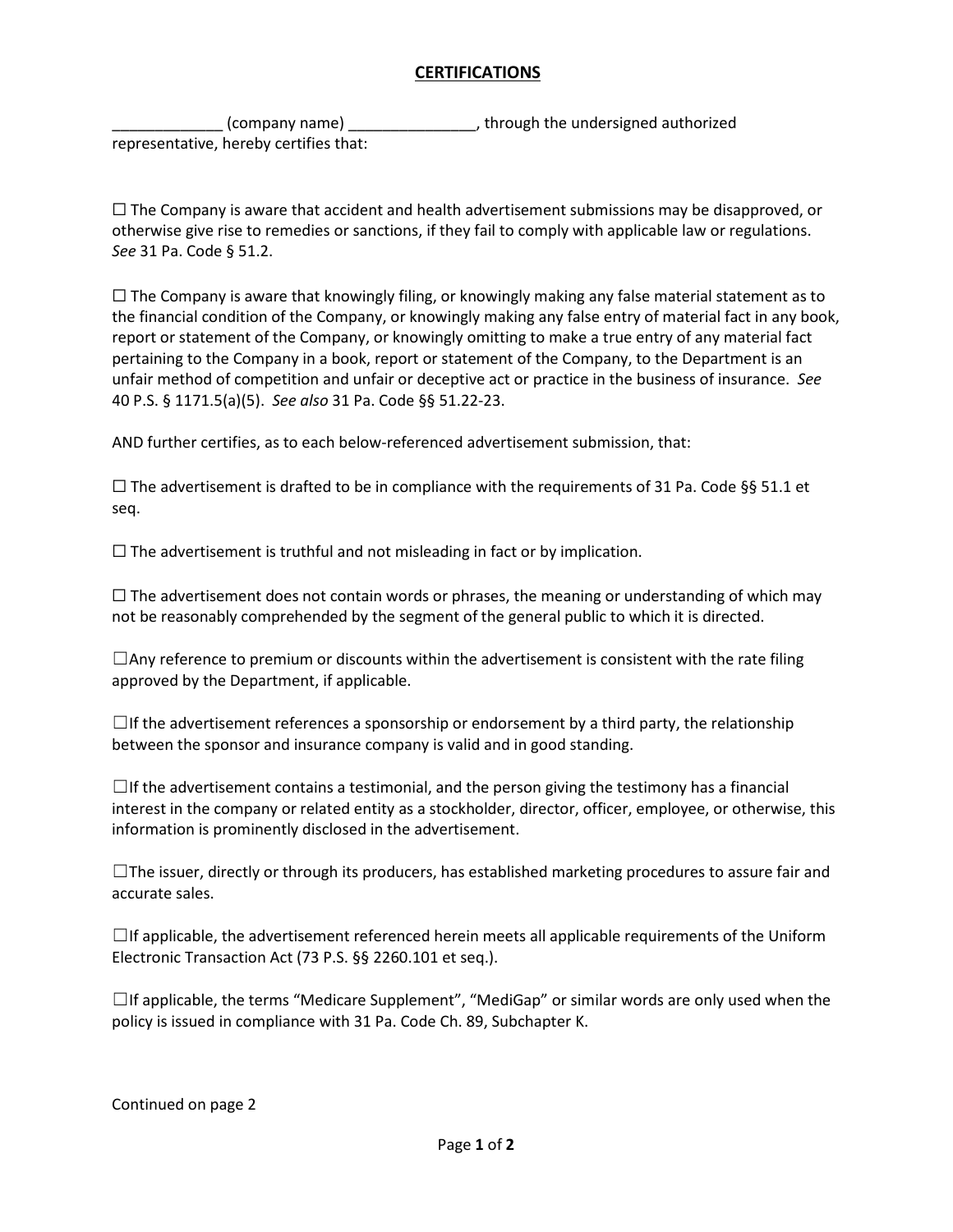# CERTIFICATIONS

_____________ (company name) _______________, through the undersigned authorized representative, hereby certifies that:

☐ The Company is aware that accident and health advertisement submissions may be disapproved, or otherwise give rise to remedies or sanctions, if they fail to comply with applicable law or regulations. *See* 31 Pa. Code § 51.2.

☐ The Company is aware that knowingly filing, or knowingly making any false material statement as to the financial condition of the Company, or knowingly making any false entry of material fact in any book, report or statement of the Company, or knowingly omitting to make a true entry of any material fact pertaining to the Company in a book, report or statement of the Company, to the Department is an unfair method of competition and unfair or deceptive act or practice in the business of insurance. *See* 40 P.S. § 1171.5(a)(5). *See also* 31 Pa. Code §§ 51.22-23.

AND further certifies, as to each below-referenced advertisement submission, that:

☐ The advertisement is drafted to be in compliance with the requirements of 31 Pa. Code §§ 51.1 et seq.

☐ The advertisement is truthful and not misleading in fact or by implication.

☐ The advertisement does not contain words or phrases, the meaning or understanding of which may not be reasonably comprehended by the segment of the general public to which it is directed.

☐Any reference to premium or discounts within the advertisement is consistent with the rate filing approved by the Department, if applicable.

☐If the advertisement references a sponsorship or endorsement by a third party, the relationship between the sponsor and insurance company is valid and in good standing.

☐If the advertisement contains a testimonial, and the person giving the testimony has a financial interest in the company or related entity as a stockholder, director, officer, employee, or otherwise, this information is prominently disclosed in the advertisement.

☐The issuer, directly or through its producers, has established marketing procedures to assure fair and accurate sales.

☐If applicable, the advertisement referenced herein meets all applicable requirements of the Uniform Electronic Transaction Act (73 P.S. §§ 2260.101 et seq.).

☐If applicable, the terms "Medicare Supplement", "MediGap" or similar words are only used when the policy is issued in compliance with 31 Pa. Code Ch. 89, Subchapter K.

Continued on page 2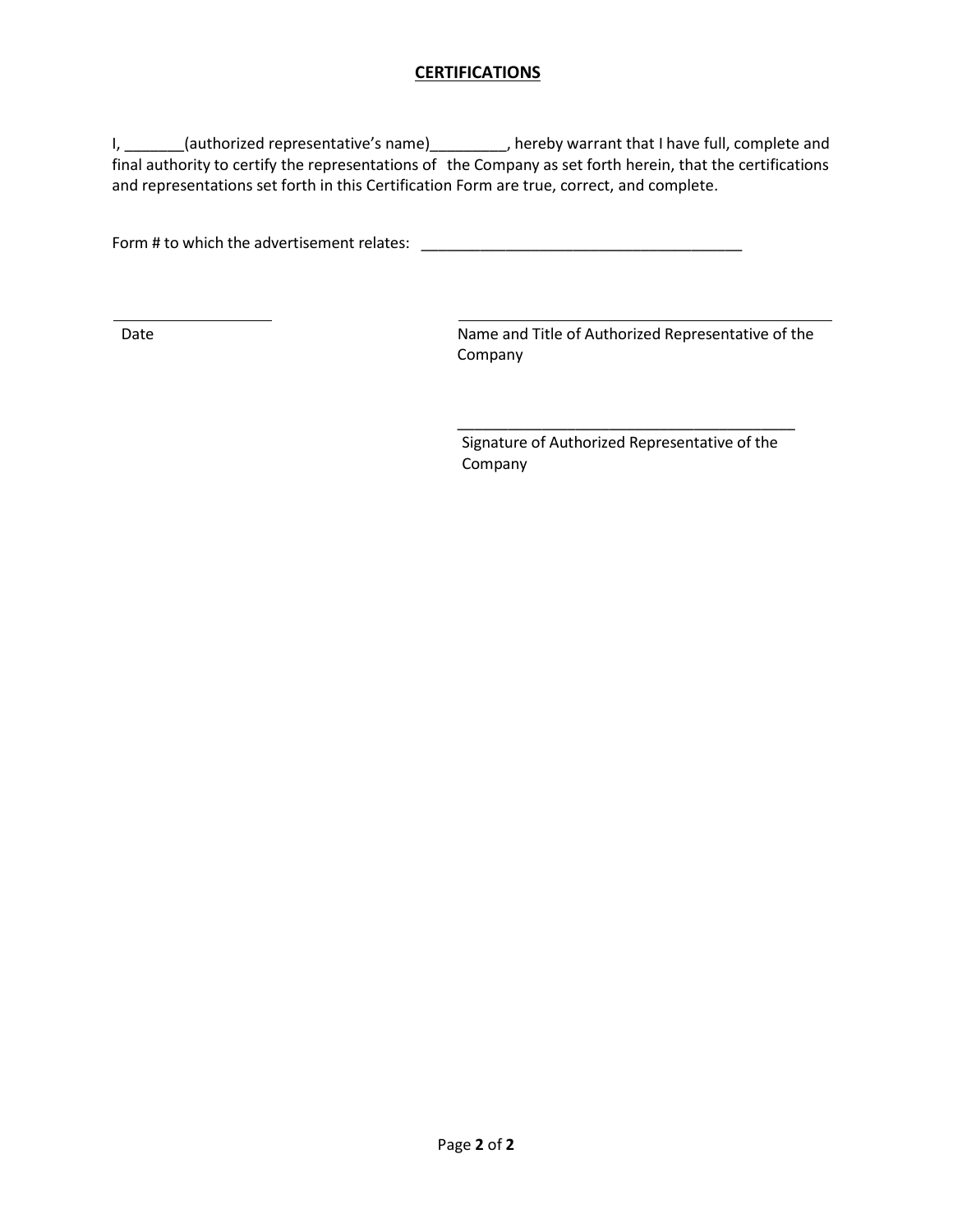**CERTIFICATIONS**

I, _______(authorized representative's name)_________, hereby warrant that I have full, complete and final authority to certify the representations of the Company as set forth herein, that the certifications and representations set forth in this Certification Form are true, correct, and complete.

Form # to which the advertisement relates: _______________________________________

| | |
|---|---|
| ____________________ | ______________________________________________ |
| Date | Name and Title of Authorized Representative of the Company |
| | ______________________________________________ |
| | Signature of Authorized Representative of the Company |